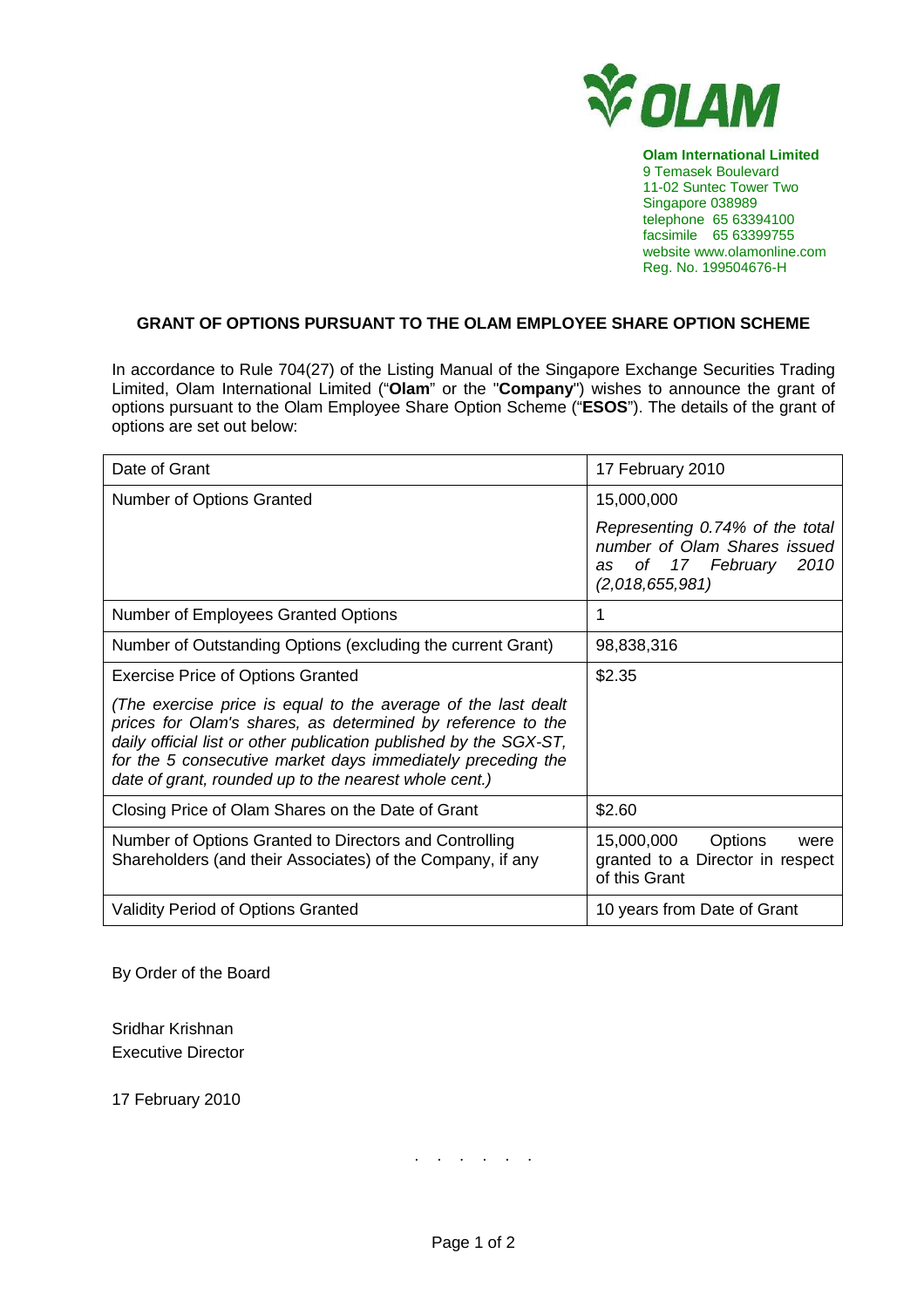**Olam International Limited**
9 Temasek Boulevard
11-02 Suntec Tower Two
Singapore 038989
telephone 65 63394100
facsimile 65 63399755
website www.olamonline.com
Reg. No. 199504676-H

## GRANT OF OPTIONS PURSUANT TO THE OLAM EMPLOYEE SHARE OPTION SCHEME

In accordance to Rule 704(27) of the Listing Manual of the Singapore Exchange Securities Trading Limited, Olam International Limited ("**Olam**" or the "**Company**") wishes to announce the grant of options pursuant to the Olam Employee Share Option Scheme ("**ESOS**"). The details of the grant of options are set out below:

| | |
|---|---|
| Date of Grant | 17 February 2010 |
| Number of Options Granted | 15,000,000<br>*Representing 0.74% of the total number of Olam Shares issued as of 17 February 2010 (2,018,655,981)* |
| Number of Employees Granted Options | 1 |
| Number of Outstanding Options (excluding the current Grant) | 98,838,316 |
| Exercise Price of Options Granted<br>*(The exercise price is equal to the average of the last dealt prices for Olam's shares, as determined by reference to the daily official list or other publication published by the SGX-ST, for the 5 consecutive market days immediately preceding the date of grant, rounded up to the nearest whole cent.)* | $2.35 |
| Closing Price of Olam Shares on the Date of Grant | $2.60 |
| Number of Options Granted to Directors and Controlling Shareholders (and their Associates) of the Company, if any | 15,000,000 Options were granted to a Director in respect of this Grant |
| Validity Period of Options Granted | 10 years from Date of Grant |

By Order of the Board

Sridhar Krishnan
Executive Director

17 February 2010

. . . . . .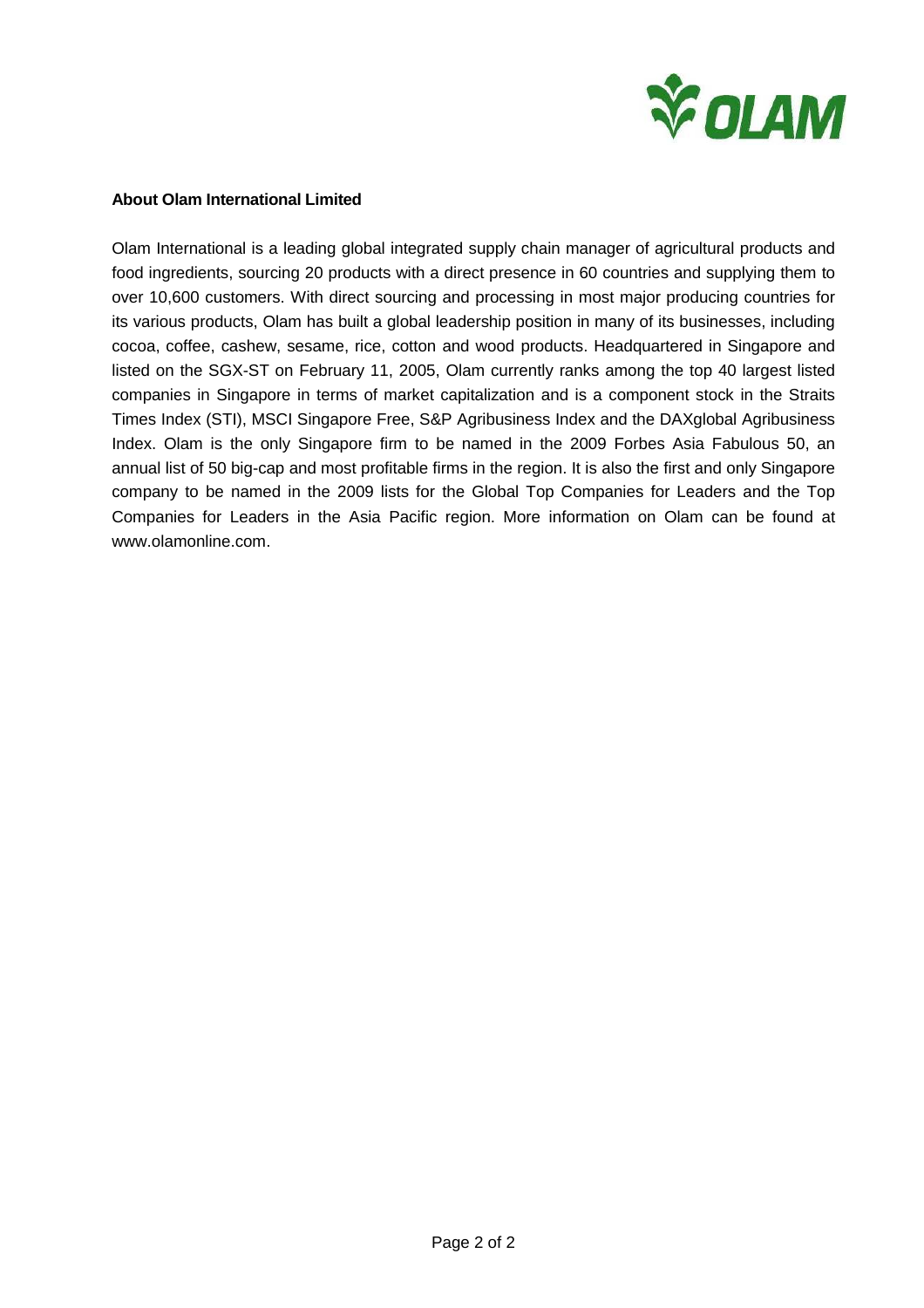**About Olam International Limited**

Olam International is a leading global integrated supply chain manager of agricultural products and food ingredients, sourcing 20 products with a direct presence in 60 countries and supplying them to over 10,600 customers. With direct sourcing and processing in most major producing countries for its various products, Olam has built a global leadership position in many of its businesses, including cocoa, coffee, cashew, sesame, rice, cotton and wood products. Headquartered in Singapore and listed on the SGX-ST on February 11, 2005, Olam currently ranks among the top 40 largest listed companies in Singapore in terms of market capitalization and is a component stock in the Straits Times Index (STI), MSCI Singapore Free, S&P Agribusiness Index and the DAXglobal Agribusiness Index. Olam is the only Singapore firm to be named in the 2009 Forbes Asia Fabulous 50, an annual list of 50 big-cap and most profitable firms in the region. It is also the first and only Singapore company to be named in the 2009 lists for the Global Top Companies for Leaders and the Top Companies for Leaders in the Asia Pacific region. More information on Olam can be found at www.olamonline.com.